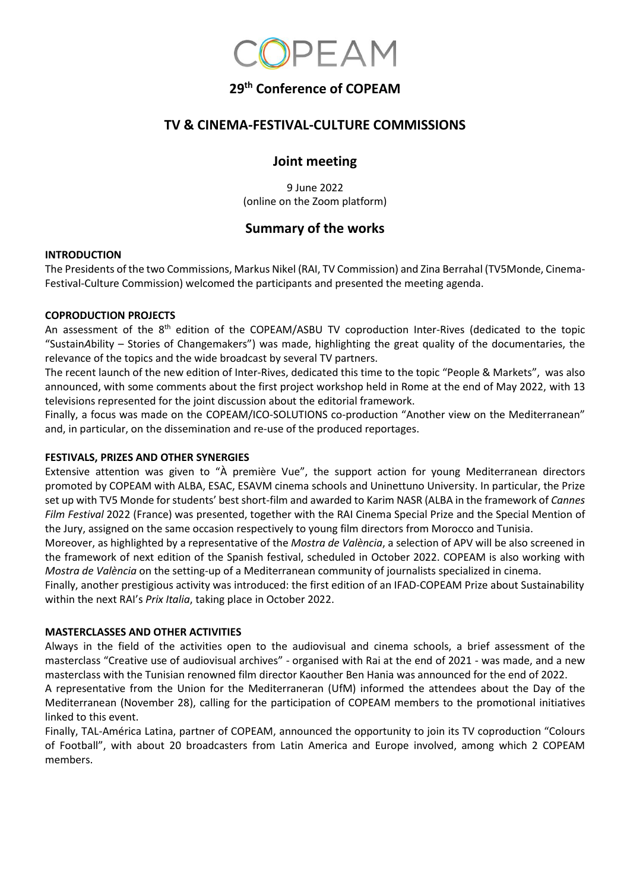# COPEAM

## 29th Conference of COPEAM

## TV & CINEMA-FESTIVAL-CULTURE COMMISSIONS

## Joint meeting

9 June 2022
(online on the Zoom platform)

## Summary of the works

**INTRODUCTION**

The Presidents of the two Commissions, Markus Nikel (RAI, TV Commission) and Zina Berrahal (TV5Monde, Cinema-Festival-Culture Commission) welcomed the participants and presented the meeting agenda.

**COPRODUCTION PROJECTS**

An assessment of the 8th edition of the COPEAM/ASBU TV coproduction Inter-Rives (dedicated to the topic "Sustain*A*bility – Stories of Changemakers") was made, highlighting the great quality of the documentaries, the relevance of the topics and the wide broadcast by several TV partners.

The recent launch of the new edition of Inter-Rives, dedicated this time to the topic "People & Markets", was also announced, with some comments about the first project workshop held in Rome at the end of May 2022, with 13 televisions represented for the joint discussion about the editorial framework.

Finally, a focus was made on the COPEAM/ICO-SOLUTIONS co-production "Another view on the Mediterranean" and, in particular, on the dissemination and re-use of the produced reportages.

**FESTIVALS, PRIZES AND OTHER SYNERGIES**

Extensive attention was given to "À première Vue", the support action for young Mediterranean directors promoted by COPEAM with ALBA, ESAC, ESAVM cinema schools and Uninettuno University. In particular, the Prize set up with TV5 Monde for students' best short-film and awarded to Karim NASR (ALBA in the framework of *Cannes Film Festival* 2022 (France) was presented, together with the RAI Cinema Special Prize and the Special Mention of the Jury, assigned on the same occasion respectively to young film directors from Morocco and Tunisia.

Moreover, as highlighted by a representative of the *Mostra de València*, a selection of APV will be also screened in the framework of next edition of the Spanish festival, scheduled in October 2022. COPEAM is also working with *Mostra de València* on the setting-up of a Mediterranean community of journalists specialized in cinema.

Finally, another prestigious activity was introduced: the first edition of an IFAD-COPEAM Prize about Sustainability within the next RAI's *Prix Italia*, taking place in October 2022.

**MASTERCLASSES AND OTHER ACTIVITIES**

Always in the field of the activities open to the audiovisual and cinema schools, a brief assessment of the masterclass "Creative use of audiovisual archives" - organised with Rai at the end of 2021 - was made, and a new masterclass with the Tunisian renowned film director Kaouther Ben Hania was announced for the end of 2022.

A representative from the Union for the Mediterraneran (UfM) informed the attendees about the Day of the Mediterranean (November 28), calling for the participation of COPEAM members to the promotional initiatives linked to this event.

Finally, TAL-América Latina, partner of COPEAM, announced the opportunity to join its TV coproduction "Colours of Football", with about 20 broadcasters from Latin America and Europe involved, among which 2 COPEAM members.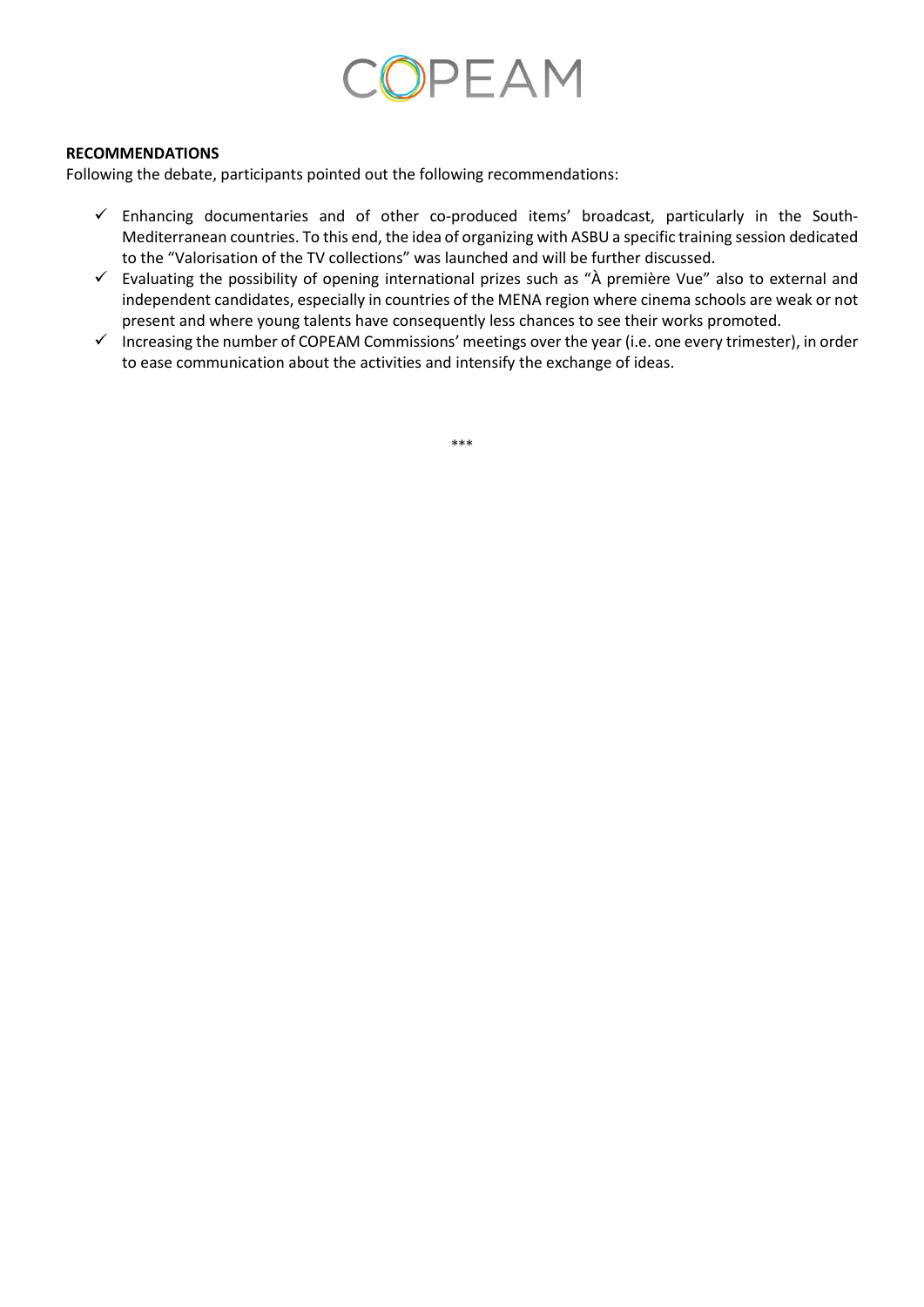**RECOMMENDATIONS**

Following the debate, participants pointed out the following recommendations:

- ✓ Enhancing documentaries and of other co-produced items' broadcast, particularly in the South-Mediterranean countries. To this end, the idea of organizing with ASBU a specific training session dedicated to the "Valorisation of the TV collections" was launched and will be further discussed.
- ✓ Evaluating the possibility of opening international prizes such as "À première Vue" also to external and independent candidates, especially in countries of the MENA region where cinema schools are weak or not present and where young talents have consequently less chances to see their works promoted.
- ✓ Increasing the number of COPEAM Commissions' meetings over the year (i.e. one every trimester), in order to ease communication about the activities and intensify the exchange of ideas.

\*\*\*